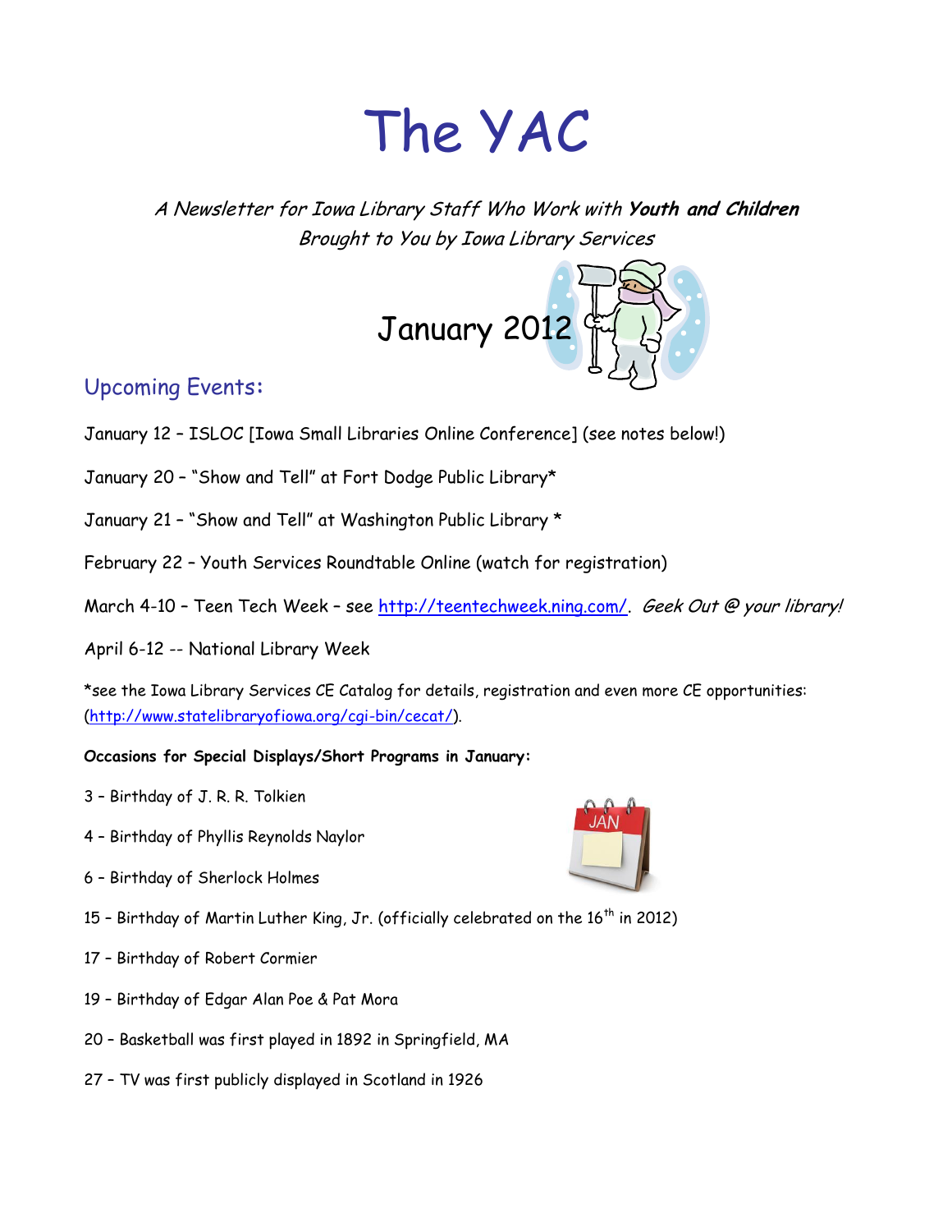# The YAC

*A Newsletter for Iowa Library Staff Who Work with* ***Youth and Children***
*Brought to You by Iowa Library Services*

January 2012

## Upcoming Events:

January 12 – ISLOC [Iowa Small Libraries Online Conference] (see notes below!)

January 20 – "Show and Tell" at Fort Dodge Public Library*

January 21 – "Show and Tell" at Washington Public Library *

February 22 – Youth Services Roundtable Online (watch for registration)

March 4-10 – Teen Tech Week – see http://teentechweek.ning.com/. *Geek Out @ your library!*

April 6-12 -- National Library Week

*see the Iowa Library Services CE Catalog for details, registration and even more CE opportunities: (http://www.statelibraryofiowa.org/cgi-bin/cecat/).

**Occasions for Special Displays/Short Programs in January:**

3 – Birthday of J. R. R. Tolkien

4 – Birthday of Phyllis Reynolds Naylor

6 – Birthday of Sherlock Holmes

15 – Birthday of Martin Luther King, Jr. (officially celebrated on the 16th in 2012)

17 – Birthday of Robert Cormier

19 – Birthday of Edgar Alan Poe & Pat Mora

20 – Basketball was first played in 1892 in Springfield, MA

27 – TV was first publicly displayed in Scotland in 1926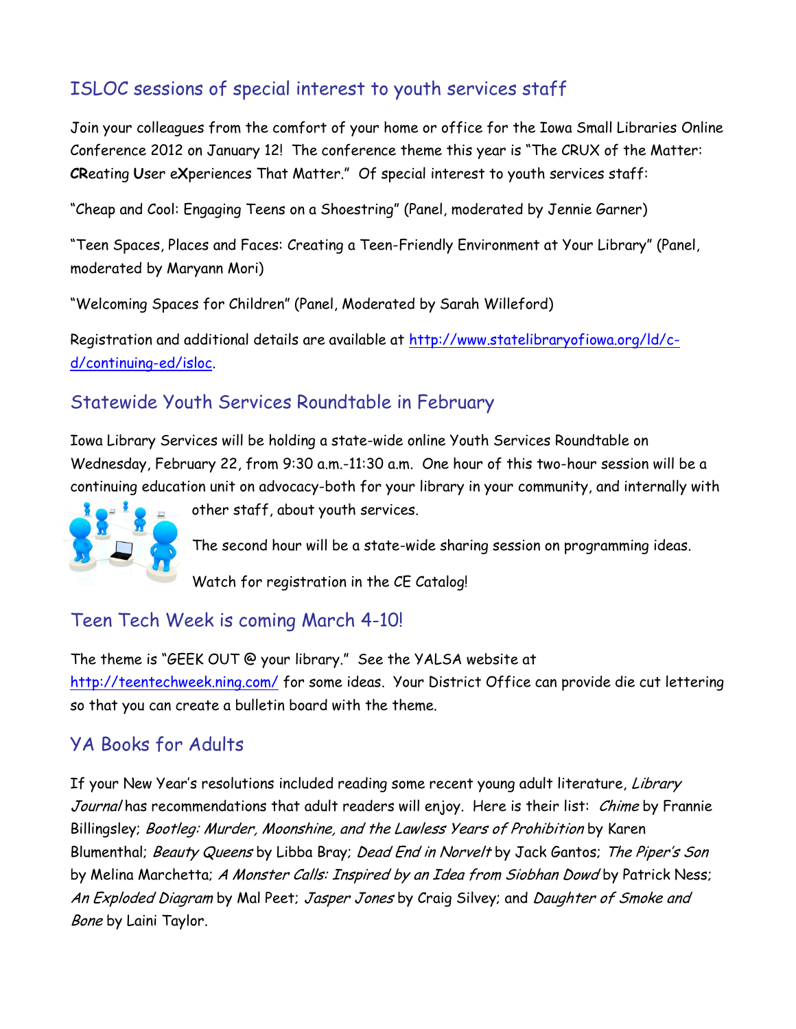## ISLOC sessions of special interest to youth services staff

Join your colleagues from the comfort of your home or office for the Iowa Small Libraries Online Conference 2012 on January 12! The conference theme this year is "The CRUX of the Matter: **CR**eating **U**ser e**X**periences That Matter." Of special interest to youth services staff:

"Cheap and Cool: Engaging Teens on a Shoestring" (Panel, moderated by Jennie Garner)

"Teen Spaces, Places and Faces: Creating a Teen-Friendly Environment at Your Library" (Panel, moderated by Maryann Mori)

"Welcoming Spaces for Children" (Panel, Moderated by Sarah Willeford)

Registration and additional details are available at http://www.statelibraryofiowa.org/ld/c-d/continuing-ed/isloc.

## Statewide Youth Services Roundtable in February

Iowa Library Services will be holding a state-wide online Youth Services Roundtable on Wednesday, February 22, from 9:30 a.m.-11:30 a.m. One hour of this two-hour session will be a continuing education unit on advocacy-both for your library in your community, and internally with other staff, about youth services.

The second hour will be a state-wide sharing session on programming ideas.

Watch for registration in the CE Catalog!

## Teen Tech Week is coming March 4-10!

The theme is "GEEK OUT @ your library." See the YALSA website at http://teentechweek.ning.com/ for some ideas. Your District Office can provide die cut lettering so that you can create a bulletin board with the theme.

## YA Books for Adults

If your New Year's resolutions included reading some recent young adult literature, *Library Journal* has recommendations that adult readers will enjoy. Here is their list: *Chime* by Frannie Billingsley; *Bootleg: Murder, Moonshine, and the Lawless Years of Prohibition* by Karen Blumenthal; *Beauty Queens* by Libba Bray; *Dead End in Norvelt* by Jack Gantos; *The Piper's Son* by Melina Marchetta; *A Monster Calls: Inspired by an Idea from Siobhan Dowd* by Patrick Ness; *An Exploded Diagram* by Mal Peet; *Jasper Jones* by Craig Silvey; and *Daughter of Smoke and Bone* by Laini Taylor.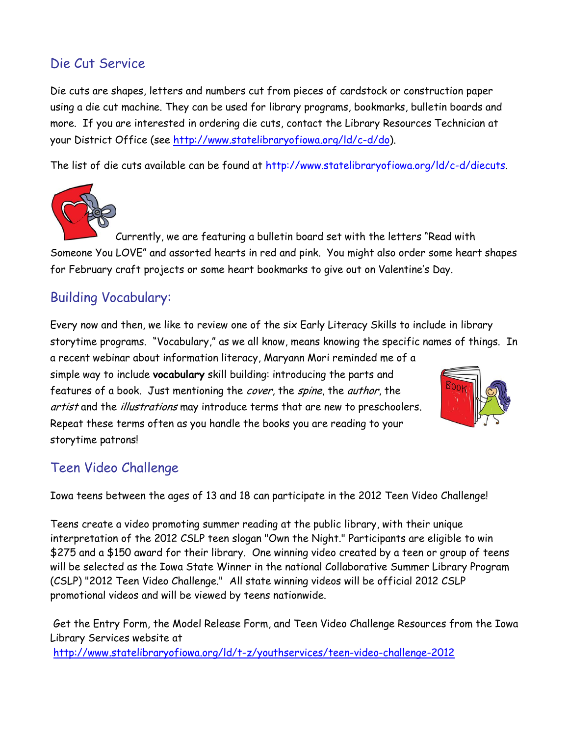## Die Cut Service

Die cuts are shapes, letters and numbers cut from pieces of cardstock or construction paper using a die cut machine. They can be used for library programs, bookmarks, bulletin boards and more. If you are interested in ordering die cuts, contact the Library Resources Technician at your District Office (see http://www.statelibraryofiowa.org/ld/c-d/do).

The list of die cuts available can be found at http://www.statelibraryofiowa.org/ld/c-d/diecuts.

Currently, we are featuring a bulletin board set with the letters "Read with Someone You LOVE" and assorted hearts in red and pink. You might also order some heart shapes for February craft projects or some heart bookmarks to give out on Valentine's Day.

## Building Vocabulary:

Every now and then, we like to review one of the six Early Literacy Skills to include in library storytime programs. "Vocabulary," as we all know, means knowing the specific names of things. In a recent webinar about information literacy, Maryann Mori reminded me of a simple way to include **vocabulary** skill building: introducing the parts and features of a book. Just mentioning the *cover*, the *spine*, the *author*, the *artist* and the *illustrations* may introduce terms that are new to preschoolers. Repeat these terms often as you handle the books you are reading to your storytime patrons!

## Teen Video Challenge

Iowa teens between the ages of 13 and 18 can participate in the 2012 Teen Video Challenge!

Teens create a video promoting summer reading at the public library, with their unique interpretation of the 2012 CSLP teen slogan "Own the Night." Participants are eligible to win $275 and a $150 award for their library. One winning video created by a teen or group of teens will be selected as the Iowa State Winner in the national Collaborative Summer Library Program (CSLP) "2012 Teen Video Challenge." All state winning videos will be official 2012 CSLP promotional videos and will be viewed by teens nationwide.

Get the Entry Form, the Model Release Form, and Teen Video Challenge Resources from the Iowa Library Services website at http://www.statelibraryofiowa.org/ld/t-z/youthservices/teen-video-challenge-2012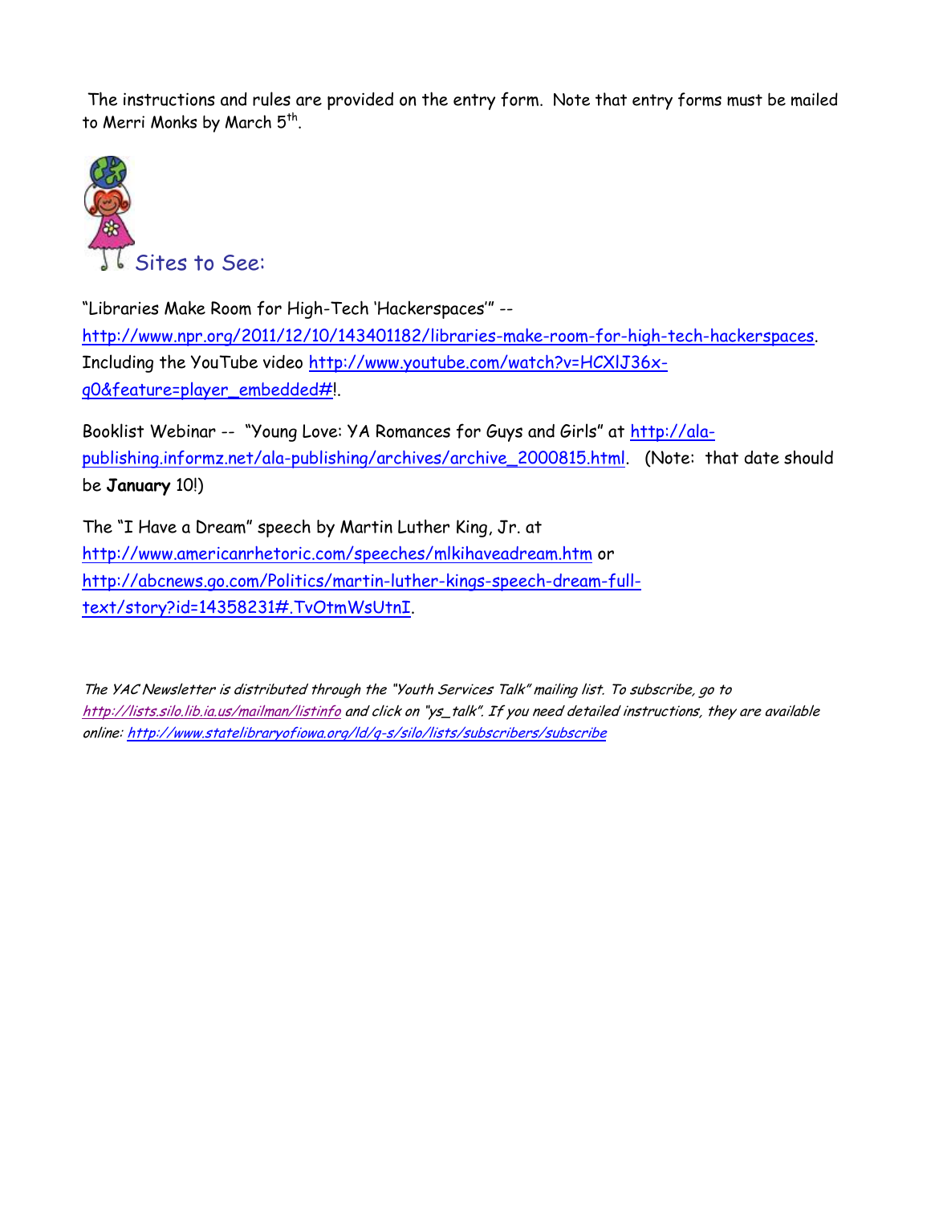The instructions and rules are provided on the entry form. Note that entry forms must be mailed to Merri Monks by March 5th.

## Sites to See:

"Libraries Make Room for High-Tech 'Hackerspaces'" -- http://www.npr.org/2011/12/10/143401182/libraries-make-room-for-high-tech-hackerspaces. Including the YouTube video http://www.youtube.com/watch?v=HCXlJ36x-g0&feature=player_embedded#!.

Booklist Webinar -- "Young Love: YA Romances for Guys and Girls" at http://ala-publishing.informz.net/ala-publishing/archives/archive_2000815.html. (Note: that date should be **January** 10!)

The "I Have a Dream" speech by Martin Luther King, Jr. at http://www.americanrhetoric.com/speeches/mlkihaveadream.htm or http://abcnews.go.com/Politics/martin-luther-kings-speech-dream-full-text/story?id=14358231#.TvOtmWsUtnI.

*The YAC Newsletter is distributed through the "Youth Services Talk" mailing list. To subscribe, go to http://lists.silo.lib.ia.us/mailman/listinfo and click on "ys_talk". If you need detailed instructions, they are available online: http://www.statelibraryofiowa.org/ld/q-s/silo/lists/subscribers/subscribe*